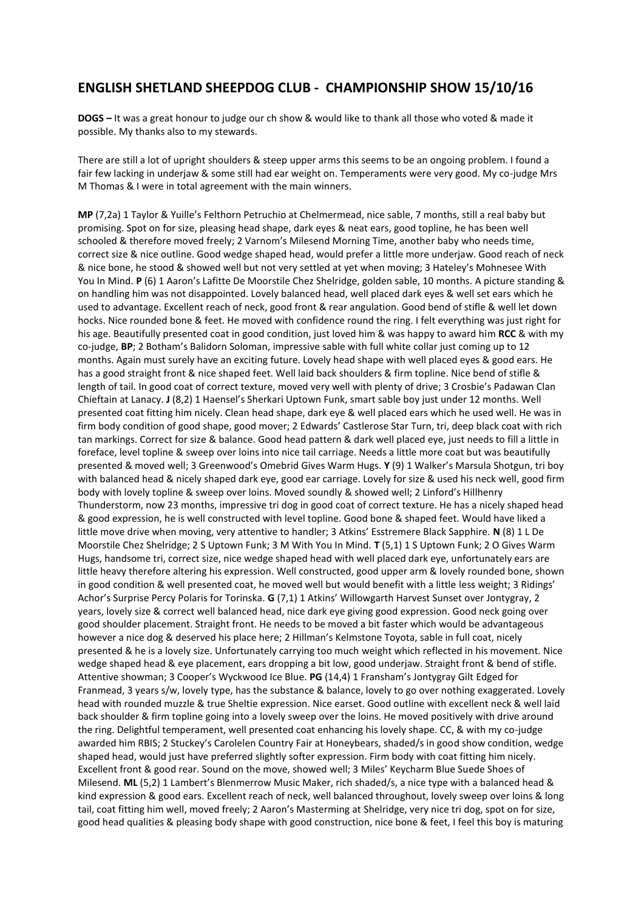# ENGLISH SHETLAND SHEEPDOG CLUB - CHAMPIONSHIP SHOW 15/10/16

**DOGS –** It was a great honour to judge our ch show & would like to thank all those who voted & made it possible. My thanks also to my stewards.

There are still a lot of upright shoulders & steep upper arms this seems to be an ongoing problem. I found a fair few lacking in underjaw & some still had ear weight on. Temperaments were very good. My co-judge Mrs M Thomas & I were in total agreement with the main winners.

**MP** (7,2a) 1 Taylor & Yuille's Felthorn Petruchio at Chelmermead, nice sable, 7 months, still a real baby but promising. Spot on for size, pleasing head shape, dark eyes & neat ears, good topline, he has been well schooled & therefore moved freely; 2 Varnom's Milesend Morning Time, another baby who needs time, correct size & nice outline. Good wedge shaped head, would prefer a little more underjaw. Good reach of neck & nice bone, he stood & showed well but not very settled at yet when moving; 3 Hateley's Mohnesee With You In Mind. **P** (6) 1 Aaron's Lafitte De Moorstile Chez Shelridge, golden sable, 10 months. A picture standing & on handling him was not disappointed. Lovely balanced head, well placed dark eyes & well set ears which he used to advantage. Excellent reach of neck, good front & rear angulation. Good bend of stifle & well let down hocks. Nice rounded bone & feet. He moved with confidence round the ring. I felt everything was just right for his age. Beautifully presented coat in good condition, just loved him & was happy to award him **RCC** & with my co-judge, **BP**; 2 Botham's Balidorn Soloman, impressive sable with full white collar just coming up to 12 months. Again must surely have an exciting future. Lovely head shape with well placed eyes & good ears. He has a good straight front & nice shaped feet. Well laid back shoulders & firm topline. Nice bend of stifle & length of tail. In good coat of correct texture, moved very well with plenty of drive; 3 Crosbie's Padawan Clan Chieftain at Lanacy. **J** (8,2) 1 Haensel's Sherkari Uptown Funk, smart sable boy just under 12 months. Well presented coat fitting him nicely. Clean head shape, dark eye & well placed ears which he used well. He was in firm body condition of good shape, good mover; 2 Edwards' Castlerose Star Turn, tri, deep black coat with rich tan markings. Correct for size & balance. Good head pattern & dark well placed eye, just needs to fill a little in foreface, level topline & sweep over loins into nice tail carriage. Needs a little more coat but was beautifully presented & moved well; 3 Greenwood's Omebrid Gives Warm Hugs. **Y** (9) 1 Walker's Marsula Shotgun, tri boy with balanced head & nicely shaped dark eye, good ear carriage. Lovely for size & used his neck well, good firm body with lovely topline & sweep over loins. Moved soundly & showed well; 2 Linford's Hillhenry Thunderstorm, now 23 months, impressive tri dog in good coat of correct texture. He has a nicely shaped head & good expression, he is well constructed with level topline. Good bone & shaped feet. Would have liked a little move drive when moving, very attentive to handler; 3 Atkins' Esstremere Black Sapphire. **N** (8) 1 L De Moorstile Chez Shelridge; 2 S Uptown Funk; 3 M With You In Mind. **T** (5,1) 1 S Uptown Funk; 2 O Gives Warm Hugs, handsome tri, correct size, nice wedge shaped head with well placed dark eye, unfortunately ears are little heavy therefore altering his expression. Well constructed, good upper arm & lovely rounded bone, shown in good condition & well presented coat, he moved well but would benefit with a little less weight; 3 Ridings' Achor's Surprise Percy Polaris for Torinska. **G** (7,1) 1 Atkins' Willowgarth Harvest Sunset over Jontygray, 2 years, lovely size & correct well balanced head, nice dark eye giving good expression. Good neck going over good shoulder placement. Straight front. He needs to be moved a bit faster which would be advantageous however a nice dog & deserved his place here; 2 Hillman's Kelmstone Toyota, sable in full coat, nicely presented & he is a lovely size. Unfortunately carrying too much weight which reflected in his movement. Nice wedge shaped head & eye placement, ears dropping a bit low, good underjaw. Straight front & bend of stifle. Attentive showman; 3 Cooper's Wyckwood Ice Blue. **PG** (14,4) 1 Fransham's Jontygray Gilt Edged for Franmead, 3 years s/w, lovely type, has the substance & balance, lovely to go over nothing exaggerated. Lovely head with rounded muzzle & true Sheltie expression. Nice earset. Good outline with excellent neck & well laid back shoulder & firm topline going into a lovely sweep over the loins. He moved positively with drive around the ring. Delightful temperament, well presented coat enhancing his lovely shape. CC, & with my co-judge awarded him RBIS; 2 Stuckey's Carolelen Country Fair at Honeybears, shaded/s in good show condition, wedge shaped head, would just have preferred slightly softer expression. Firm body with coat fitting him nicely. Excellent front & good rear. Sound on the move, showed well; 3 Miles' Keycharm Blue Suede Shoes of Milesend. **ML** (5,2) 1 Lambert's Blenmerrow Music Maker, rich shaded/s, a nice type with a balanced head & kind expression & good ears. Excellent reach of neck, well balanced throughout, lovely sweep over loins & long tail, coat fitting him well, moved freely; 2 Aaron's Masterming at Shelridge, very nice tri dog, spot on for size, good head qualities & pleasing body shape with good construction, nice bone & feet, I feel this boy is maturing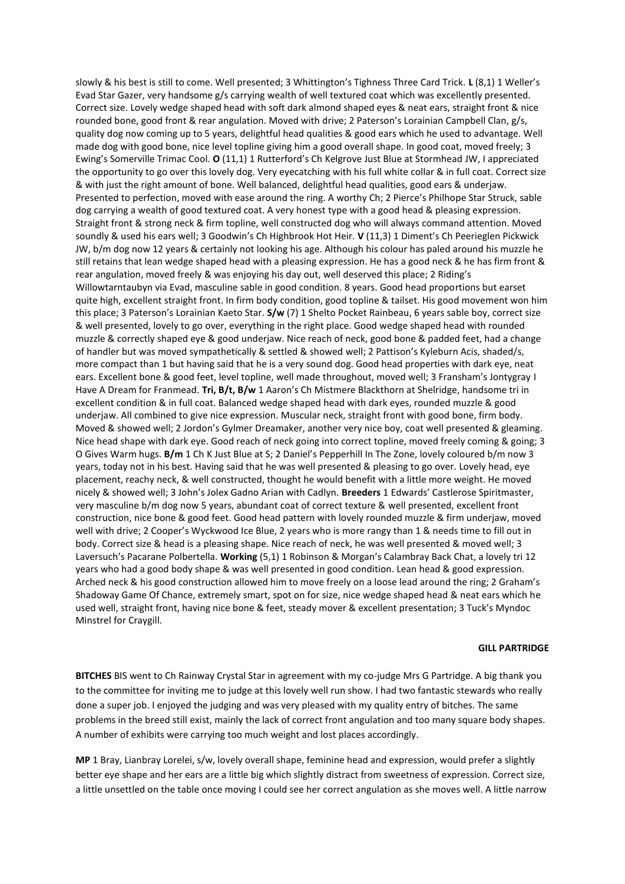slowly & his best is still to come. Well presented; 3 Whittington's Tighness Three Card Trick. **L** (8,1) 1 Weller's Evad Star Gazer, very handsome g/s carrying wealth of well textured coat which was excellently presented. Correct size. Lovely wedge shaped head with soft dark almond shaped eyes & neat ears, straight front & nice rounded bone, good front & rear angulation. Moved with drive; 2 Paterson's Lorainian Campbell Clan, g/s, quality dog now coming up to 5 years, delightful head qualities & good ears which he used to advantage. Well made dog with good bone, nice level topline giving him a good overall shape. In good coat, moved freely; 3 Ewing's Somerville Trimac Cool. **O** (11,1) 1 Rutterford's Ch Kelgrove Just Blue at Stormhead JW, I appreciated the opportunity to go over this lovely dog. Very eyecatching with his full white collar & in full coat. Correct size & with just the right amount of bone. Well balanced, delightful head qualities, good ears & underjaw. Presented to perfection, moved with ease around the ring. A worthy Ch; 2 Pierce's Philhope Star Struck, sable dog carrying a wealth of good textured coat. A very honest type with a good head & pleasing expression. Straight front & strong neck & firm topline, well constructed dog who will always command attention. Moved soundly & used his ears well; 3 Goodwin's Ch Highbrook Hot Heir. **V** (11,3) 1 Diment's Ch Peerieglen Pickwick JW, b/m dog now 12 years & certainly not looking his age. Although his colour has paled around his muzzle he still retains that lean wedge shaped head with a pleasing expression. He has a good neck & he has firm front & rear angulation, moved freely & was enjoying his day out, well deserved this place; 2 Riding's Willowtarntaubyn via Evad, masculine sable in good condition. 8 years. Good head proportions but earset quite high, excellent straight front. In firm body condition, good topline & tailset. His good movement won him this place; 3 Paterson's Lorainian Kaeto Star. **S/w** (7) 1 Shelto Pocket Rainbeau, 6 years sable boy, correct size & well presented, lovely to go over, everything in the right place. Good wedge shaped head with rounded muzzle & correctly shaped eye & good underjaw. Nice reach of neck, good bone & padded feet, had a change of handler but was moved sympathetically & settled & showed well; 2 Pattison's Kyleburn Acis, shaded/s, more compact than 1 but having said that he is a very sound dog. Good head properties with dark eye, neat ears. Excellent bone & good feet, level topline, well made throughout, moved well; 3 Fransham's Jontygray I Have A Dream for Franmead. **Tri, B/t, B/w** 1 Aaron's Ch Mistmere Blackthorn at Shelridge, handsome tri in excellent condition & in full coat. Balanced wedge shaped head with dark eyes, rounded muzzle & good underjaw. All combined to give nice expression. Muscular neck, straight front with good bone, firm body. Moved & showed well; 2 Jordon's Gylmer Dreamaker, another very nice boy, coat well presented & gleaming. Nice head shape with dark eye. Good reach of neck going into correct topline, moved freely coming & going; 3 O Gives Warm hugs. **B/m** 1 Ch K Just Blue at S; 2 Daniel's Pepperhill In The Zone, lovely coloured b/m now 3 years, today not in his best. Having said that he was well presented & pleasing to go over. Lovely head, eye placement, reachy neck, & well constructed, thought he would benefit with a little more weight. He moved nicely & showed well; 3 John's Jolex Gadno Arian with Cadlyn. **Breeders** 1 Edwards' Castlerose Spiritmaster, very masculine b/m dog now 5 years, abundant coat of correct texture & well presented, excellent front construction, nice bone & good feet. Good head pattern with lovely rounded muzzle & firm underjaw, moved well with drive; 2 Cooper's Wyckwood Ice Blue, 2 years who is more rangy than 1 & needs time to fill out in body. Correct size & head is a pleasing shape. Nice reach of neck, he was well presented & moved well; 3 Laversuch's Pacarane Polbertella. **Working** (5,1) 1 Robinson & Morgan's Calambray Back Chat, a lovely tri 12 years who had a good body shape & was well presented in good condition. Lean head & good expression. Arched neck & his good construction allowed him to move freely on a loose lead around the ring; 2 Graham's Shadoway Game Of Chance, extremely smart, spot on for size, nice wedge shaped head & neat ears which he used well, straight front, having nice bone & feet, steady mover & excellent presentation; 3 Tuck's Myndoc Minstrel for Craygill.

**GILL PARTRIDGE**

**BITCHES** BIS went to Ch Rainway Crystal Star in agreement with my co-judge Mrs G Partridge. A big thank you to the committee for inviting me to judge at this lovely well run show. I had two fantastic stewards who really done a super job. I enjoyed the judging and was very pleased with my quality entry of bitches. The same problems in the breed still exist, mainly the lack of correct front angulation and too many square body shapes. A number of exhibits were carrying too much weight and lost places accordingly.

**MP** 1 Bray, Lianbray Lorelei, s/w, lovely overall shape, feminine head and expression, would prefer a slightly better eye shape and her ears are a little big which slightly distract from sweetness of expression. Correct size, a little unsettled on the table once moving I could see her correct angulation as she moves well. A little narrow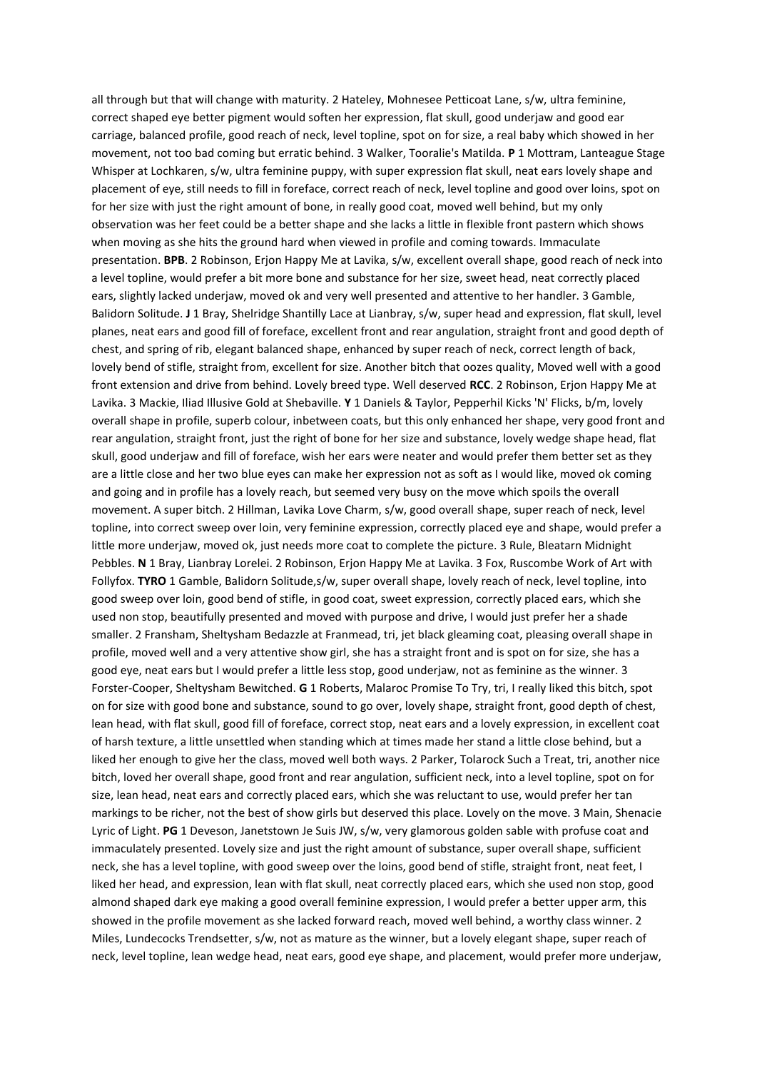all through but that will change with maturity. 2 Hateley, Mohnesee Petticoat Lane, s/w, ultra feminine, correct shaped eye better pigment would soften her expression, flat skull, good underjaw and good ear carriage, balanced profile, good reach of neck, level topline, spot on for size, a real baby which showed in her movement, not too bad coming but erratic behind. 3 Walker, Tooralie's Matilda. **P** 1 Mottram, Lanteague Stage Whisper at Lochkaren, s/w, ultra feminine puppy, with super expression flat skull, neat ears lovely shape and placement of eye, still needs to fill in foreface, correct reach of neck, level topline and good over loins, spot on for her size with just the right amount of bone, in really good coat, moved well behind, but my only observation was her feet could be a better shape and she lacks a little in flexible front pastern which shows when moving as she hits the ground hard when viewed in profile and coming towards. Immaculate presentation. **BPB**. 2 Robinson, Erjon Happy Me at Lavika, s/w, excellent overall shape, good reach of neck into a level topline, would prefer a bit more bone and substance for her size, sweet head, neat correctly placed ears, slightly lacked underjaw, moved ok and very well presented and attentive to her handler. 3 Gamble, Balidorn Solitude. **J** 1 Bray, Shelridge Shantilly Lace at Lianbray, s/w, super head and expression, flat skull, level planes, neat ears and good fill of foreface, excellent front and rear angulation, straight front and good depth of chest, and spring of rib, elegant balanced shape, enhanced by super reach of neck, correct length of back, lovely bend of stifle, straight from, excellent for size. Another bitch that oozes quality, Moved well with a good front extension and drive from behind. Lovely breed type. Well deserved **RCC**. 2 Robinson, Erjon Happy Me at Lavika. 3 Mackie, Iliad Illusive Gold at Shebaville. **Y** 1 Daniels & Taylor, Pepperhil Kicks 'N' Flicks, b/m, lovely overall shape in profile, superb colour, inbetween coats, but this only enhanced her shape, very good front and rear angulation, straight front, just the right of bone for her size and substance, lovely wedge shape head, flat skull, good underjaw and fill of foreface, wish her ears were neater and would prefer them better set as they are a little close and her two blue eyes can make her expression not as soft as I would like, moved ok coming and going and in profile has a lovely reach, but seemed very busy on the move which spoils the overall movement. A super bitch. 2 Hillman, Lavika Love Charm, s/w, good overall shape, super reach of neck, level topline, into correct sweep over loin, very feminine expression, correctly placed eye and shape, would prefer a little more underjaw, moved ok, just needs more coat to complete the picture. 3 Rule, Bleatarn Midnight Pebbles. **N** 1 Bray, Lianbray Lorelei. 2 Robinson, Erjon Happy Me at Lavika. 3 Fox, Ruscombe Work of Art with Follyfox. **TYRO** 1 Gamble, Balidorn Solitude,s/w, super overall shape, lovely reach of neck, level topline, into good sweep over loin, good bend of stifle, in good coat, sweet expression, correctly placed ears, which she used non stop, beautifully presented and moved with purpose and drive, I would just prefer her a shade smaller. 2 Fransham, Sheltysham Bedazzle at Franmead, tri, jet black gleaming coat, pleasing overall shape in profile, moved well and a very attentive show girl, she has a straight front and is spot on for size, she has a good eye, neat ears but I would prefer a little less stop, good underjaw, not as feminine as the winner. 3 Forster-Cooper, Sheltysham Bewitched. **G** 1 Roberts, Malaroc Promise To Try, tri, I really liked this bitch, spot on for size with good bone and substance, sound to go over, lovely shape, straight front, good depth of chest, lean head, with flat skull, good fill of foreface, correct stop, neat ears and a lovely expression, in excellent coat of harsh texture, a little unsettled when standing which at times made her stand a little close behind, but a liked her enough to give her the class, moved well both ways. 2 Parker, Tolarock Such a Treat, tri, another nice bitch, loved her overall shape, good front and rear angulation, sufficient neck, into a level topline, spot on for size, lean head, neat ears and correctly placed ears, which she was reluctant to use, would prefer her tan markings to be richer, not the best of show girls but deserved this place. Lovely on the move. 3 Main, Shenacie Lyric of Light. **PG** 1 Deveson, Janetstown Je Suis JW, s/w, very glamorous golden sable with profuse coat and immaculately presented. Lovely size and just the right amount of substance, super overall shape, sufficient neck, she has a level topline, with good sweep over the loins, good bend of stifle, straight front, neat feet, I liked her head, and expression, lean with flat skull, neat correctly placed ears, which she used non stop, good almond shaped dark eye making a good overall feminine expression, I would prefer a better upper arm, this showed in the profile movement as she lacked forward reach, moved well behind, a worthy class winner. 2 Miles, Lundecocks Trendsetter, s/w, not as mature as the winner, but a lovely elegant shape, super reach of neck, level topline, lean wedge head, neat ears, good eye shape, and placement, would prefer more underjaw,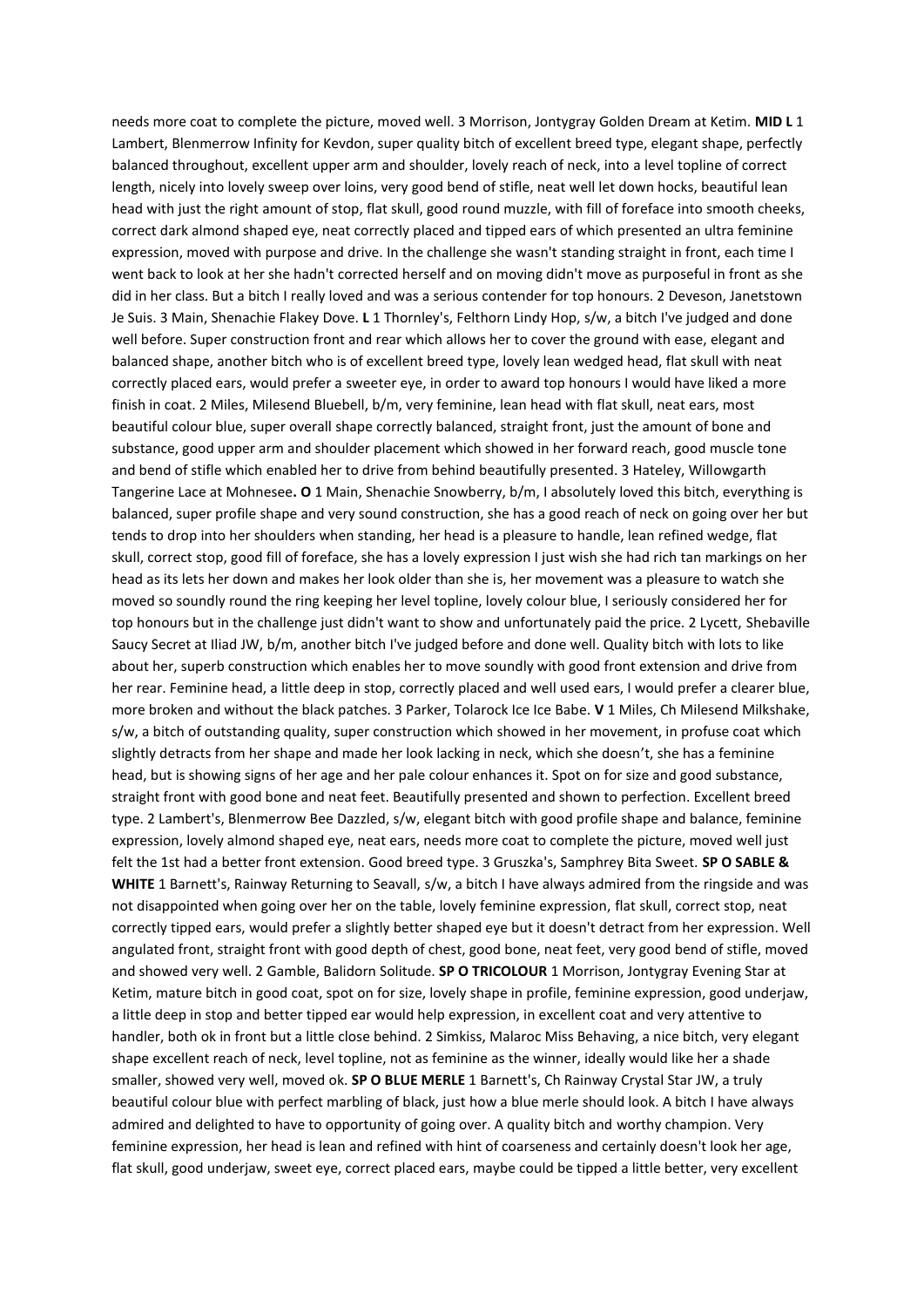needs more coat to complete the picture, moved well. 3 Morrison, Jontygray Golden Dream at Ketim. **MID L** 1 Lambert, Blenmerrow Infinity for Kevdon, super quality bitch of excellent breed type, elegant shape, perfectly balanced throughout, excellent upper arm and shoulder, lovely reach of neck, into a level topline of correct length, nicely into lovely sweep over loins, very good bend of stifle, neat well let down hocks, beautiful lean head with just the right amount of stop, flat skull, good round muzzle, with fill of foreface into smooth cheeks, correct dark almond shaped eye, neat correctly placed and tipped ears of which presented an ultra feminine expression, moved with purpose and drive. In the challenge she wasn't standing straight in front, each time I went back to look at her she hadn't corrected herself and on moving didn't move as purposeful in front as she did in her class. But a bitch I really loved and was a serious contender for top honours. 2 Deveson, Janetstown Je Suis. 3 Main, Shenachie Flakey Dove. **L** 1 Thornley's, Felthorn Lindy Hop, s/w, a bitch I've judged and done well before. Super construction front and rear which allows her to cover the ground with ease, elegant and balanced shape, another bitch who is of excellent breed type, lovely lean wedged head, flat skull with neat correctly placed ears, would prefer a sweeter eye, in order to award top honours I would have liked a more finish in coat. 2 Miles, Milesend Bluebell, b/m, very feminine, lean head with flat skull, neat ears, most beautiful colour blue, super overall shape correctly balanced, straight front, just the amount of bone and substance, good upper arm and shoulder placement which showed in her forward reach, good muscle tone and bend of stifle which enabled her to drive from behind beautifully presented. 3 Hateley, Willowgarth Tangerine Lace at Mohnesee**.** **O** 1 Main, Shenachie Snowberry, b/m, I absolutely loved this bitch, everything is balanced, super profile shape and very sound construction, she has a good reach of neck on going over her but tends to drop into her shoulders when standing, her head is a pleasure to handle, lean refined wedge, flat skull, correct stop, good fill of foreface, she has a lovely expression I just wish she had rich tan markings on her head as its lets her down and makes her look older than she is, her movement was a pleasure to watch she moved so soundly round the ring keeping her level topline, lovely colour blue, I seriously considered her for top honours but in the challenge just didn't want to show and unfortunately paid the price. 2 Lycett, Shebaville Saucy Secret at Iliad JW, b/m, another bitch I've judged before and done well. Quality bitch with lots to like about her, superb construction which enables her to move soundly with good front extension and drive from her rear. Feminine head, a little deep in stop, correctly placed and well used ears, I would prefer a clearer blue, more broken and without the black patches. 3 Parker, Tolarock Ice Ice Babe. **V** 1 Miles, Ch Milesend Milkshake, s/w, a bitch of outstanding quality, super construction which showed in her movement, in profuse coat which slightly detracts from her shape and made her look lacking in neck, which she doesn't, she has a feminine head, but is showing signs of her age and her pale colour enhances it. Spot on for size and good substance, straight front with good bone and neat feet. Beautifully presented and shown to perfection. Excellent breed type. 2 Lambert's, Blenmerrow Bee Dazzled, s/w, elegant bitch with good profile shape and balance, feminine expression, lovely almond shaped eye, neat ears, needs more coat to complete the picture, moved well just felt the 1st had a better front extension. Good breed type. 3 Gruszka's, Samphrey Bita Sweet. **SP O SABLE & WHITE** 1 Barnett's, Rainway Returning to Seavall, s/w, a bitch I have always admired from the ringside and was not disappointed when going over her on the table, lovely feminine expression, flat skull, correct stop, neat correctly tipped ears, would prefer a slightly better shaped eye but it doesn't detract from her expression. Well angulated front, straight front with good depth of chest, good bone, neat feet, very good bend of stifle, moved and showed very well. 2 Gamble, Balidorn Solitude. **SP O TRICOLOUR** 1 Morrison, Jontygray Evening Star at Ketim, mature bitch in good coat, spot on for size, lovely shape in profile, feminine expression, good underjaw, a little deep in stop and better tipped ear would help expression, in excellent coat and very attentive to handler, both ok in front but a little close behind. 2 Simkiss, Malaroc Miss Behaving, a nice bitch, very elegant shape excellent reach of neck, level topline, not as feminine as the winner, ideally would like her a shade smaller, showed very well, moved ok. **SP O BLUE MERLE** 1 Barnett's, Ch Rainway Crystal Star JW, a truly beautiful colour blue with perfect marbling of black, just how a blue merle should look. A bitch I have always admired and delighted to have to opportunity of going over. A quality bitch and worthy champion. Very feminine expression, her head is lean and refined with hint of coarseness and certainly doesn't look her age, flat skull, good underjaw, sweet eye, correct placed ears, maybe could be tipped a little better, very excellent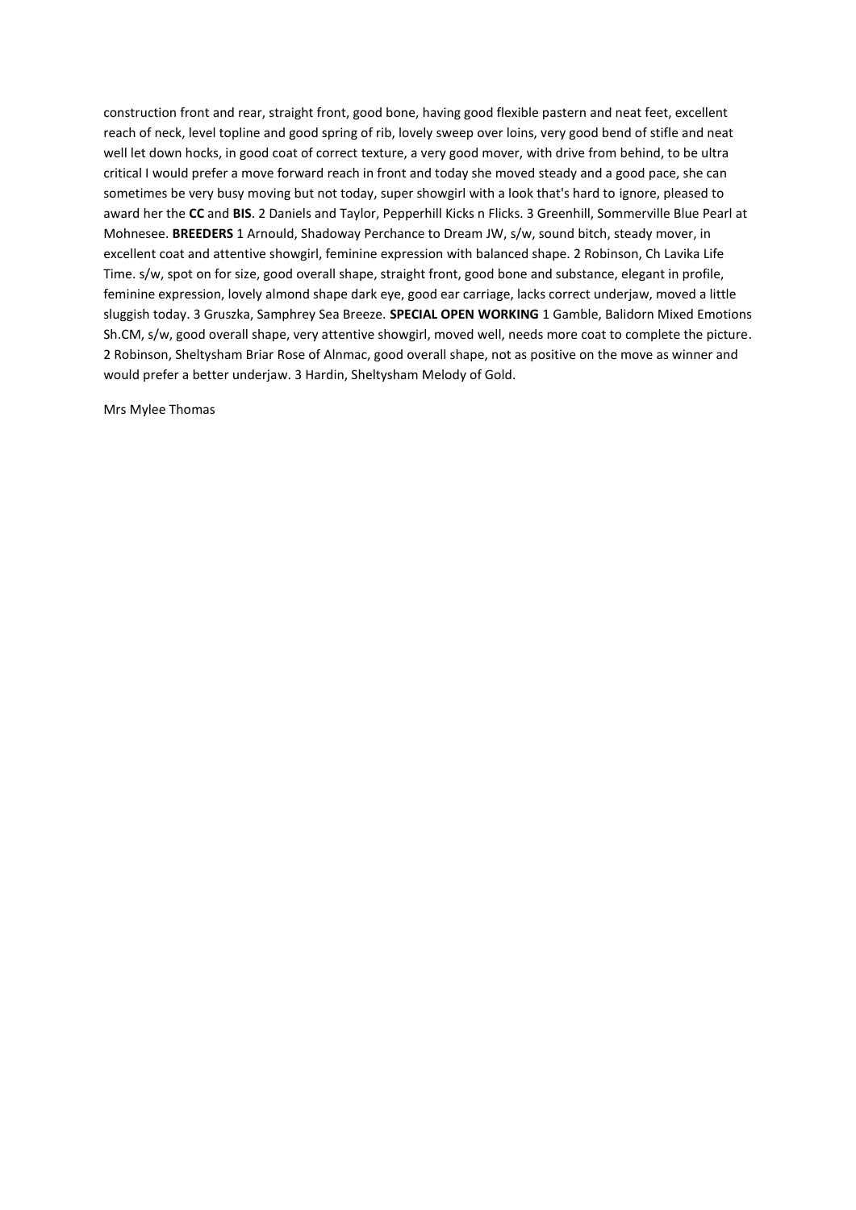construction front and rear, straight front, good bone, having good flexible pastern and neat feet, excellent reach of neck, level topline and good spring of rib, lovely sweep over loins, very good bend of stifle and neat well let down hocks, in good coat of correct texture, a very good mover, with drive from behind, to be ultra critical I would prefer a move forward reach in front and today she moved steady and a good pace, she can sometimes be very busy moving but not today, super showgirl with a look that's hard to ignore, pleased to award her the **CC** and **BIS**. 2 Daniels and Taylor, Pepperhill Kicks n Flicks. 3 Greenhill, Sommerville Blue Pearl at Mohnesee. **BREEDERS** 1 Arnould, Shadoway Perchance to Dream JW, s/w, sound bitch, steady mover, in excellent coat and attentive showgirl, feminine expression with balanced shape. 2 Robinson, Ch Lavika Life Time. s/w, spot on for size, good overall shape, straight front, good bone and substance, elegant in profile, feminine expression, lovely almond shape dark eye, good ear carriage, lacks correct underjaw, moved a little sluggish today. 3 Gruszka, Samphrey Sea Breeze. **SPECIAL OPEN WORKING** 1 Gamble, Balidorn Mixed Emotions Sh.CM, s/w, good overall shape, very attentive showgirl, moved well, needs more coat to complete the picture. 2 Robinson, Sheltysham Briar Rose of Alnmac, good overall shape, not as positive on the move as winner and would prefer a better underjaw. 3 Hardin, Sheltysham Melody of Gold.

Mrs Mylee Thomas